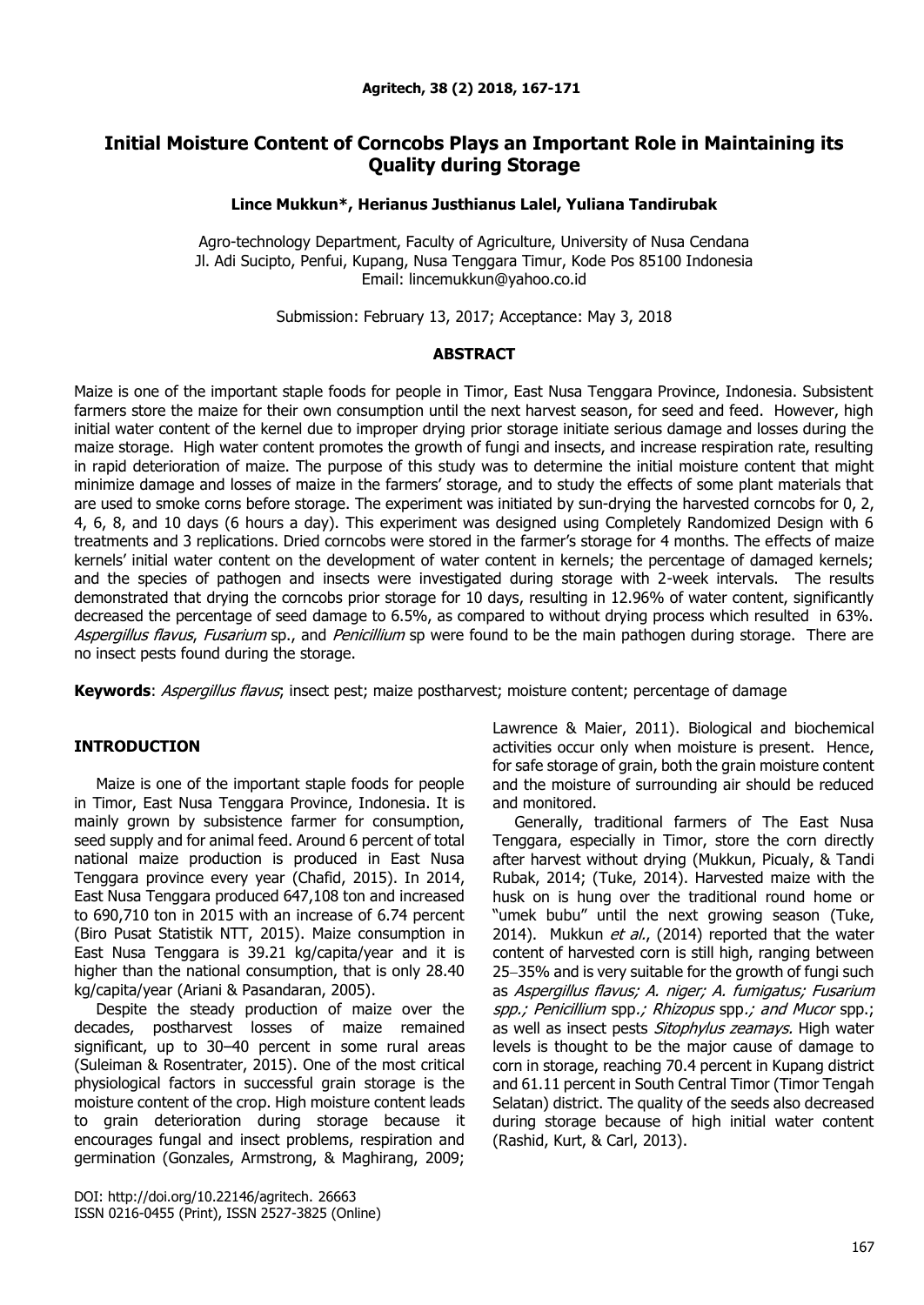# Initial Moisture Content of Corncobs Plays an Important Role in Maintaining its Quality during Storage

**Lince Mukkun\*, Herianus Justhianus Lalel, Yuliana Tandirubak**

Agro-technology Department, Faculty of Agriculture, University of Nusa Cendana
Jl. Adi Sucipto, Penfui, Kupang, Nusa Tenggara Timur, Kode Pos 85100 Indonesia
Email: lincemukkun@yahoo.co.id

Submission: February 13, 2017; Acceptance: May 3, 2018

## ABSTRACT

Maize is one of the important staple foods for people in Timor, East Nusa Tenggara Province, Indonesia. Subsistent farmers store the maize for their own consumption until the next harvest season, for seed and feed. However, high initial water content of the kernel due to improper drying prior storage initiate serious damage and losses during the maize storage. High water content promotes the growth of fungi and insects, and increase respiration rate, resulting in rapid deterioration of maize. The purpose of this study was to determine the initial moisture content that might minimize damage and losses of maize in the farmers' storage, and to study the effects of some plant materials that are used to smoke corns before storage. The experiment was initiated by sun-drying the harvested corncobs for 0, 2, 4, 6, 8, and 10 days (6 hours a day). This experiment was designed using Completely Randomized Design with 6 treatments and 3 replications. Dried corncobs were stored in the farmer's storage for 4 months. The effects of maize kernels' initial water content on the development of water content in kernels; the percentage of damaged kernels; and the species of pathogen and insects were investigated during storage with 2-week intervals. The results demonstrated that drying the corncobs prior storage for 10 days, resulting in 12.96% of water content, significantly decreased the percentage of seed damage to 6.5%, as compared to without drying process which resulted in 63%. *Aspergillus flavus*, *Fusarium* sp., and *Penicillium* sp were found to be the main pathogen during storage. There are no insect pests found during the storage.

**Keywords**: *Aspergillus flavus*; insect pest; maize postharvest; moisture content; percentage of damage

## INTRODUCTION

Maize is one of the important staple foods for people in Timor, East Nusa Tenggara Province, Indonesia. It is mainly grown by subsistence farmer for consumption, seed supply and for animal feed. Around 6 percent of total national maize production is produced in East Nusa Tenggara province every year (Chafid, 2015). In 2014, East Nusa Tenggara produced 647,108 ton and increased to 690,710 ton in 2015 with an increase of 6.74 percent (Biro Pusat Statistik NTT, 2015). Maize consumption in East Nusa Tenggara is 39.21 kg/capita/year and it is higher than the national consumption, that is only 28.40 kg/capita/year (Ariani & Pasandaran, 2005).

Despite the steady production of maize over the decades, postharvest losses of maize remained significant, up to 30–40 percent in some rural areas (Suleiman & Rosentrater, 2015). One of the most critical physiological factors in successful grain storage is the moisture content of the crop. High moisture content leads to grain deterioration during storage because it encourages fungal and insect problems, respiration and germination (Gonzales, Armstrong, & Maghirang, 2009; Lawrence & Maier, 2011). Biological and biochemical activities occur only when moisture is present. Hence, for safe storage of grain, both the grain moisture content and the moisture of surrounding air should be reduced and monitored.

Generally, traditional farmers of The East Nusa Tenggara, especially in Timor, store the corn directly after harvest without drying (Mukkun, Picualy, & Tandi Rubak, 2014; (Tuke, 2014). Harvested maize with the husk on is hung over the traditional round home or "umek bubu" until the next growing season (Tuke, 2014). Mukkun *et al.*, (2014) reported that the water content of harvested corn is still high, ranging between 25–35% and is very suitable for the growth of fungi such as *Aspergillus flavus; A. niger; A. fumigatus; Fusarium spp.; Penicillium* spp.*; Rhizopus* spp.*; and Mucor* spp.; as well as insect pests *Sitophylus zeamays.* High water levels is thought to be the major cause of damage to corn in storage, reaching 70.4 percent in Kupang district and 61.11 percent in South Central Timor (Timor Tengah Selatan) district. The quality of the seeds also decreased during storage because of high initial water content (Rashid, Kurt, & Carl, 2013).

DOI: http://doi.org/10.22146/agritech. 26663
ISSN 0216-0455 (Print), ISSN 2527-3825 (Online)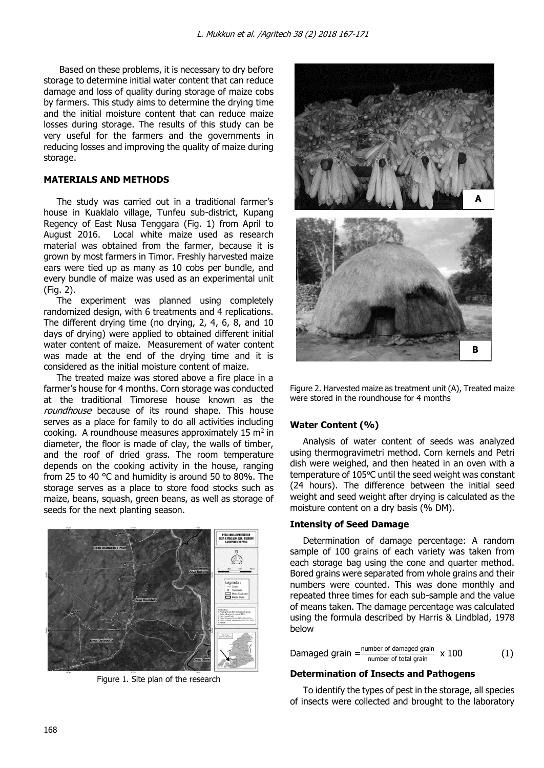Based on these problems, it is necessary to dry before storage to determine initial water content that can reduce damage and loss of quality during storage of maize cobs by farmers. This study aims to determine the drying time and the initial moisture content that can reduce maize losses during storage. The results of this study can be very useful for the farmers and the governments in reducing losses and improving the quality of maize during storage.

## MATERIALS AND METHODS

The study was carried out in a traditional farmer's house in Kuaklalo village, Tunfeu sub-district, Kupang Regency of East Nusa Tenggara (Fig. 1) from April to August 2016. Local white maize used as research material was obtained from the farmer, because it is grown by most farmers in Timor. Freshly harvested maize ears were tied up as many as 10 cobs per bundle, and every bundle of maize was used as an experimental unit (Fig. 2).

The experiment was planned using completely randomized design, with 6 treatments and 4 replications. The different drying time (no drying, 2, 4, 6, 8, and 10 days of drying) were applied to obtained different initial water content of maize. Measurement of water content was made at the end of the drying time and it is considered as the initial moisture content of maize.

The treated maize was stored above a fire place in a farmer's house for 4 months. Corn storage was conducted at the traditional Timorese house known as the *roundhouse* because of its round shape. This house serves as a place for family to do all activities including cooking. A roundhouse measures approximately 15 $m^2$ in diameter, the floor is made of clay, the walls of timber, and the roof of dried grass. The room temperature depends on the cooking activity in the house, ranging from 25 to 40 °C and humidity is around 50 to 80%. The storage serves as a place to store food stocks such as maize, beans, squash, green beans, as well as storage of seeds for the next planting season.

Figure 1. Site plan of the research

Figure 2. Harvested maize as treatment unit (A), Treated maize were stored in the roundhouse for 4 months

### Water Content (%)

Analysis of water content of seeds was analyzed using thermogravimetri method. Corn kernels and Petri dish were weighed, and then heated in an oven with a temperature of 105°C until the seed weight was constant (24 hours). The difference between the initial seed weight and seed weight after drying is calculated as the moisture content on a dry basis (% DM).

### Intensity of Seed Damage

Determination of damage percentage: A random sample of 100 grains of each variety was taken from each storage bag using the cone and quarter method. Bored grains were separated from whole grains and their numbers were counted. This was done monthly and repeated three times for each sub-sample and the value of means taken. The damage percentage was calculated using the formula described by Harris & Lindblad, 1978 below

$$\text{Damaged grain} = \frac{\text{number of damaged grain}}{\text{number of total grain}} \times 100 \qquad (1)$$

### Determination of Insects and Pathogens

To identify the types of pest in the storage, all species of insects were collected and brought to the laboratory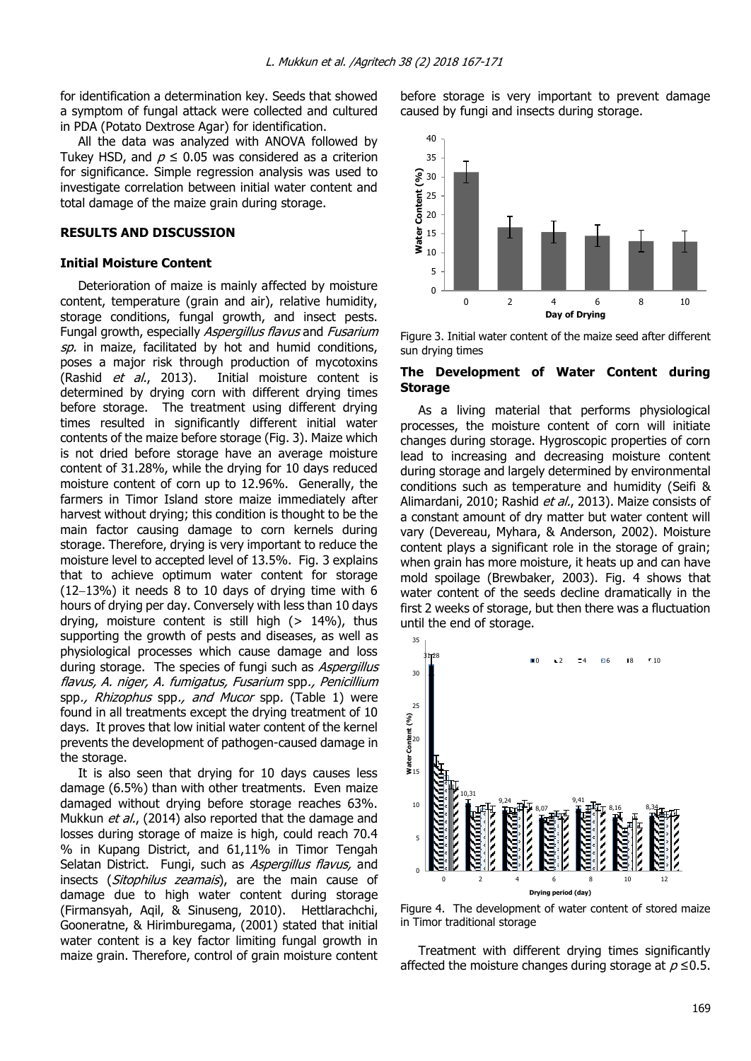for identification a determination key. Seeds that showed a symptom of fungal attack were collected and cultured in PDA (Potato Dextrose Agar) for identification.

All the data was analyzed with ANOVA followed by Tukey HSD, and $p \leq 0.05$ was considered as a criterion for significance. Simple regression analysis was used to investigate correlation between initial water content and total damage of the maize grain during storage.

## RESULTS AND DISCUSSION

### Initial Moisture Content

Deterioration of maize is mainly affected by moisture content, temperature (grain and air), relative humidity, storage conditions, fungal growth, and insect pests. Fungal growth, especially *Aspergillus flavus* and *Fusarium sp.* in maize, facilitated by hot and humid conditions, poses a major risk through production of mycotoxins (Rashid *et al.*, 2013). Initial moisture content is determined by drying corn with different drying times before storage. The treatment using different drying times resulted in significantly different initial water contents of the maize before storage (Fig. 3). Maize which is not dried before storage have an average moisture content of 31.28%, while the drying for 10 days reduced moisture content of corn up to 12.96%. Generally, the farmers in Timor Island store maize immediately after harvest without drying; this condition is thought to be the main factor causing damage to corn kernels during storage. Therefore, drying is very important to reduce the moisture level to accepted level of 13.5%. Fig. 3 explains that to achieve optimum water content for storage (12–13%) it needs 8 to 10 days of drying time with 6 hours of drying per day. Conversely with less than 10 days drying, moisture content is still high (> 14%), thus supporting the growth of pests and diseases, as well as physiological processes which cause damage and loss during storage. The species of fungi such as *Aspergillus flavus, A. niger, A. fumigatus, Fusarium* spp*., Penicillium* spp*., Rhizophus* spp*., and Mucor* spp*.* (Table 1) were found in all treatments except the drying treatment of 10 days. It proves that low initial water content of the kernel prevents the development of pathogen-caused damage in the storage.

It is also seen that drying for 10 days causes less damage (6.5%) than with other treatments. Even maize damaged without drying before storage reaches 63%. Mukkun *et al*., (2014) also reported that the damage and losses during storage of maize is high, could reach 70.4 % in Kupang District, and 61,11% in Timor Tengah Selatan District. Fungi, such as *Aspergillus flavus,* and insects (*Sitophilus zeamais*), are the main cause of damage due to high water content during storage (Firmansyah, Aqil, & Sinuseng, 2010). Hettlarachchi, Gooneratne, & Hirimburegama, (2001) stated that initial water content is a key factor limiting fungal growth in maize grain. Therefore, control of grain moisture content before storage is very important to prevent damage caused by fungi and insects during storage.

Figure 3. Initial water content of the maize seed after different sun drying times

### The Development of Water Content during Storage

As a living material that performs physiological processes, the moisture content of corn will initiate changes during storage. Hygroscopic properties of corn lead to increasing and decreasing moisture content during storage and largely determined by environmental conditions such as temperature and humidity (Seifi & Alimardani, 2010; Rashid *et al*., 2013). Maize consists of a constant amount of dry matter but water content will vary (Devereau, Myhara, & Anderson, 2002). Moisture content plays a significant role in the storage of grain; when grain has more moisture, it heats up and can have mold spoilage (Brewbaker, 2003). Fig. 4 shows that water content of the seeds decline dramatically in the first 2 weeks of storage, but then there was a fluctuation until the end of storage.

Figure 4. The development of water content of stored maize in Timor traditional storage

Treatment with different drying times significantly affected the moisture changes during storage at $p \leq 0.5$.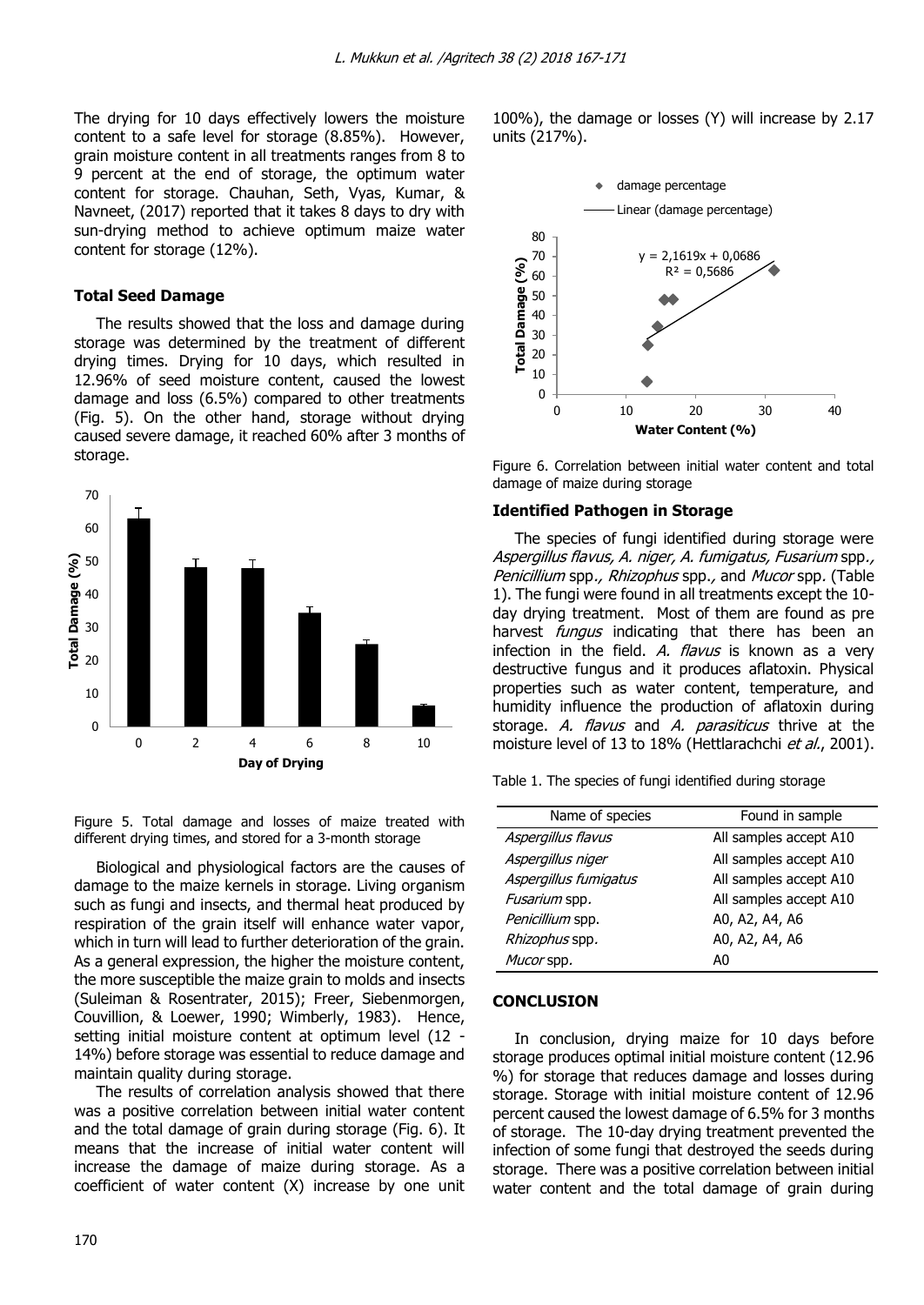The drying for 10 days effectively lowers the moisture content to a safe level for storage (8.85%). However, grain moisture content in all treatments ranges from 8 to 9 percent at the end of storage, the optimum water content for storage. Chauhan, Seth, Vyas, Kumar, & Navneet, (2017) reported that it takes 8 days to dry with sun-drying method to achieve optimum maize water content for storage (12%).

### Total Seed Damage

The results showed that the loss and damage during storage was determined by the treatment of different drying times. Drying for 10 days, which resulted in 12.96% of seed moisture content, caused the lowest damage and loss (6.5%) compared to other treatments (Fig. 5). On the other hand, storage without drying caused severe damage, it reached 60% after 3 months of storage.

Figure 5. Total damage and losses of maize treated with different drying times, and stored for a 3-month storage

Biological and physiological factors are the causes of damage to the maize kernels in storage. Living organism such as fungi and insects, and thermal heat produced by respiration of the grain itself will enhance water vapor, which in turn will lead to further deterioration of the grain. As a general expression, the higher the moisture content, the more susceptible the maize grain to molds and insects (Suleiman & Rosentrater, 2015); Freer, Siebenmorgen, Couvillion, & Loewer, 1990; Wimberly, 1983). Hence, setting initial moisture content at optimum level (12 - 14%) before storage was essential to reduce damage and maintain quality during storage.

The results of correlation analysis showed that there was a positive correlation between initial water content and the total damage of grain during storage (Fig. 6). It means that the increase of initial water content will increase the damage of maize during storage. As a coefficient of water content (X) increase by one unit 100%), the damage or losses (Y) will increase by 2.17 units (217%).

Figure 6. Correlation between initial water content and total damage of maize during storage

### Identified Pathogen in Storage

The species of fungi identified during storage were *Aspergillus flavus, A. niger, A. fumigatus, Fusarium* spp., *Penicillium* spp., *Rhizophus* spp., and *Mucor* spp. (Table 1). The fungi were found in all treatments except the 10-day drying treatment. Most of them are found as pre harvest *fungus* indicating that there has been an infection in the field. *A. flavus* is known as a very destructive fungus and it produces aflatoxin. Physical properties such as water content, temperature, and humidity influence the production of aflatoxin during storage. *A. flavus* and *A. parasiticus* thrive at the moisture level of 13 to 18% (Hettlarachchi *et al.*, 2001).

Table 1. The species of fungi identified during storage

| Name of species | Found in sample |
|---|---|
| *Aspergillus flavus* | All samples accept A10 |
| *Aspergillus niger* | All samples accept A10 |
| *Aspergillus fumigatus* | All samples accept A10 |
| *Fusarium* spp. | All samples accept A10 |
| *Penicillium* spp. | A0, A2, A4, A6 |
| *Rhizophus* spp. | A0, A2, A4, A6 |
| *Mucor* spp. | A0 |

## CONCLUSION

In conclusion, drying maize for 10 days before storage produces optimal initial moisture content (12.96 %) for storage that reduces damage and losses during storage. Storage with initial moisture content of 12.96 percent caused the lowest damage of 6.5% for 3 months of storage. The 10-day drying treatment prevented the infection of some fungi that destroyed the seeds during storage. There was a positive correlation between initial water content and the total damage of grain during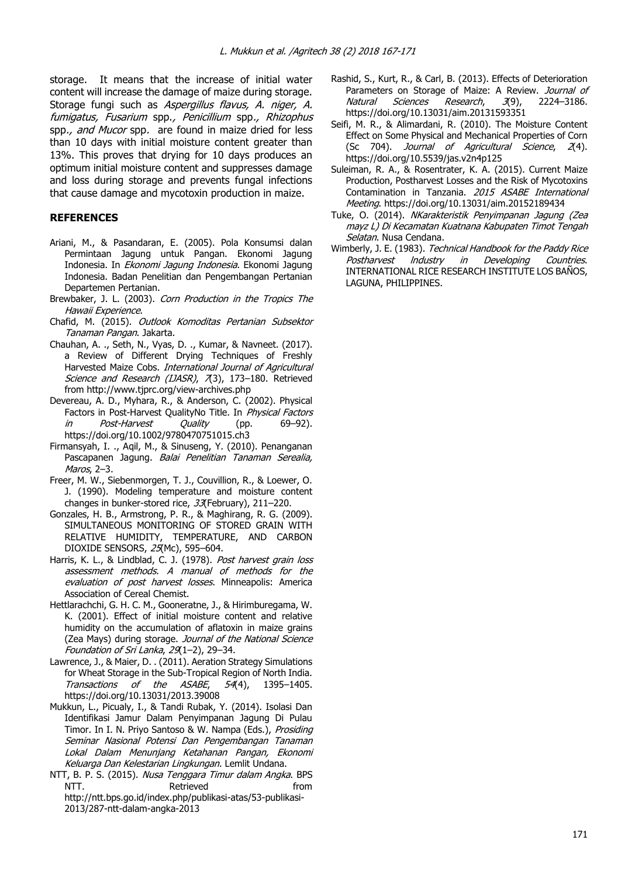storage. It means that the increase of initial water content will increase the damage of maize during storage. Storage fungi such as *Aspergillus flavus, A. niger, A. fumigatus, Fusarium* spp*., Penicillium* spp*., Rhizophus* spp*., and Mucor* spp. are found in maize dried for less than 10 days with initial moisture content greater than 13%. This proves that drying for 10 days produces an optimum initial moisture content and suppresses damage and loss during storage and prevents fungal infections that cause damage and mycotoxin production in maize.

## REFERENCES

Ariani, M., & Pasandaran, E. (2005). Pola Konsumsi dalan Permintaan Jagung untuk Pangan. Ekonomi Jagung Indonesia. In *Ekonomi Jagung Indonesia*. Ekonomi Jagung Indonesia. Badan Penelitian dan Pengembangan Pertanian Departemen Pertanian.

Brewbaker, J. L. (2003). *Corn Production in the Tropics The Hawaii Experience*.

Chafid, M. (2015). *Outlook Komoditas Pertanian Subsektor Tanaman Pangan*. Jakarta.

Chauhan, A. ., Seth, N., Vyas, D. ., Kumar, & Navneet. (2017). a Review of Different Drying Techniques of Freshly Harvested Maize Cobs. *International Journal of Agricultural Science and Research (IJASR)*, *7*(3), 173–180. Retrieved from http://www.tjprc.org/view-archives.php

Devereau, A. D., Myhara, R., & Anderson, C. (2002). Physical Factors in Post-Harvest QualityNo Title. In *Physical Factors in Post-Harvest Quality* (pp. 69–92). https://doi.org/10.1002/9780470751015.ch3

Firmansyah, I. ., Aqil, M., & Sinuseng, Y. (2010). Penanganan Pascapanen Jagung. *Balai Penelitian Tanaman Serealia, Maros*, 2–3.

Freer, M. W., Siebenmorgen, T. J., Couvillion, R., & Loewer, O. J. (1990). Modeling temperature and moisture content changes in bunker-stored rice, *33*(February), 211–220.

Gonzales, H. B., Armstrong, P. R., & Maghirang, R. G. (2009). SIMULTANEOUS MONITORING OF STORED GRAIN WITH RELATIVE HUMIDITY, TEMPERATURE, AND CARBON DIOXIDE SENSORS, *25*(Mc), 595–604.

Harris, K. L., & Lindblad, C. J. (1978). *Post harvest grain loss assessment methods. A manual of methods for the evaluation of post harvest losses*. Minneapolis: America Association of Cereal Chemist.

Hettlarachchi, G. H. C. M., Gooneratne, J., & Hirimburegama, W. K. (2001). Effect of initial moisture content and relative humidity on the accumulation of aflatoxin in maize grains (Zea Mays) during storage. *Journal of the National Science Foundation of Sri Lanka*, *29*(1–2), 29–34.

Lawrence, J., & Maier, D. . (2011). Aeration Strategy Simulations for Wheat Storage in the Sub-Tropical Region of North India. *Transactions of the ASABE*, *54*(4), 1395–1405. https://doi.org/10.13031/2013.39008

Mukkun, L., Picualy, I., & Tandi Rubak, Y. (2014). Isolasi Dan Identifikasi Jamur Dalam Penyimpanan Jagung Di Pulau Timor. In I. N. Priyo Santoso & W. Nampa (Eds.), *Prosiding Seminar Nasional Potensi Dan Pengembangan Tanaman Lokal Dalam Menunjang Ketahanan Pangan, Ekonomi Keluarga Dan Kelestarian Lingkungan.* Lemlit Undana.

NTT, B. P. S. (2015). *Nusa Tenggara Timur dalam Angka*. BPS NTT. Retrieved from http://ntt.bps.go.id/index.php/publikasi-atas/53-publikasi-2013/287-ntt-dalam-angka-2013

Rashid, S., Kurt, R., & Carl, B. (2013). Effects of Deterioration Parameters on Storage of Maize: A Review. *Journal of Natural Sciences Research*, *3*(9), 2224–3186. https://doi.org/10.13031/aim.20131593351

Seifi, M. R., & Alimardani, R. (2010). The Moisture Content Effect on Some Physical and Mechanical Properties of Corn (Sc 704). *Journal of Agricultural Science*, *2*(4). https://doi.org/10.5539/jas.v2n4p125

Suleiman, R. A., & Rosentrater, K. A. (2015). Current Maize Production, Postharvest Losses and the Risk of Mycotoxins Contamination in Tanzania. *2015 ASABE International Meeting*. https://doi.org/10.13031/aim.20152189434

Tuke, O. (2014). *NKarakteristik Penyimpanan Jagung (Zea mayz L) Di Kecamatan Kuatnana Kabupaten Timot Tengah Selatan*. Nusa Cendana.

Wimberly, J. E. (1983). *Technical Handbook for the Paddy Rice Postharvest Industry in Developing Countries*. INTERNATIONAL RICE RESEARCH INSTITUTE LOS BAÑOS, LAGUNA, PHILIPPINES.